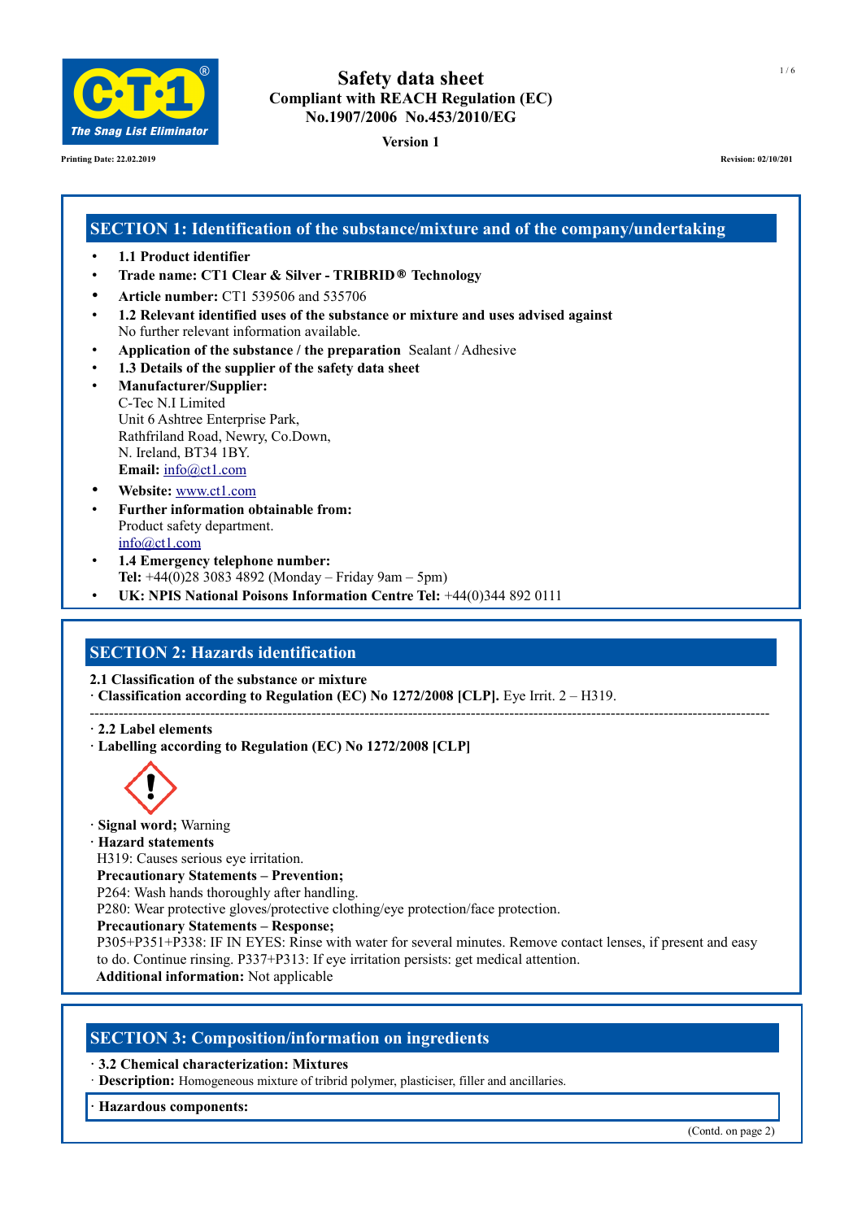# Safety data sheet

**Compliant with REACH Regulation (EC) No.1907/2006 No.453/2010/EG**

**Version 1**

**Printing Date: 22.02.2019** **Revision: 02/10/201**

## SECTION 1: Identification of the substance/mixture and of the company/undertaking

- **1.1 Product identifier**
- **Trade name: CT1 Clear & Silver - TRIBRID® Technology**
- **Article number:** CT1 539506 and 535706
- **1.2 Relevant identified uses of the substance or mixture and uses advised against**
  No further relevant information available.
- **Application of the substance / the preparation** Sealant / Adhesive
- **1.3 Details of the supplier of the safety data sheet**
- **Manufacturer/Supplier:**
  C-Tec N.I Limited
  Unit 6 Ashtree Enterprise Park,
  Rathfriland Road, Newry, Co.Down,
  N. Ireland, BT34 1BY.
  **Email:** info@ct1.com
- **Website:** www.ct1.com
- **Further information obtainable from:**
  Product safety department.
  info@ct1.com
- **1.4 Emergency telephone number:**
  **Tel:** +44(0)28 3083 4892 (Monday – Friday 9am – 5pm)
- **UK: NPIS National Poisons Information Centre Tel:** +44(0)344 892 0111

## SECTION 2: Hazards identification

**2.1 Classification of the substance or mixture**

· **Classification according to Regulation (EC) No 1272/2008 [CLP].** Eye Irrit. 2 – H319.

---

· **2.2 Label elements**

· **Labelling according to Regulation (EC) No 1272/2008 [CLP]**

· **Signal word;** Warning

· **Hazard statements**

H319: Causes serious eye irritation.

**Precautionary Statements – Prevention;**

P264: Wash hands thoroughly after handling.

P280: Wear protective gloves/protective clothing/eye protection/face protection.

**Precautionary Statements – Response;**

P305+P351+P338: IF IN EYES: Rinse with water for several minutes. Remove contact lenses, if present and easy to do. Continue rinsing. P337+P313: If eye irritation persists: get medical attention.

**Additional information:** Not applicable

## SECTION 3: Composition/information on ingredients

· **3.2 Chemical characterization: Mixtures**

· **Description:** Homogeneous mixture of tribrid polymer, plasticiser, filler and ancillaries.

· **Hazardous components:**

(Contd. on page 2)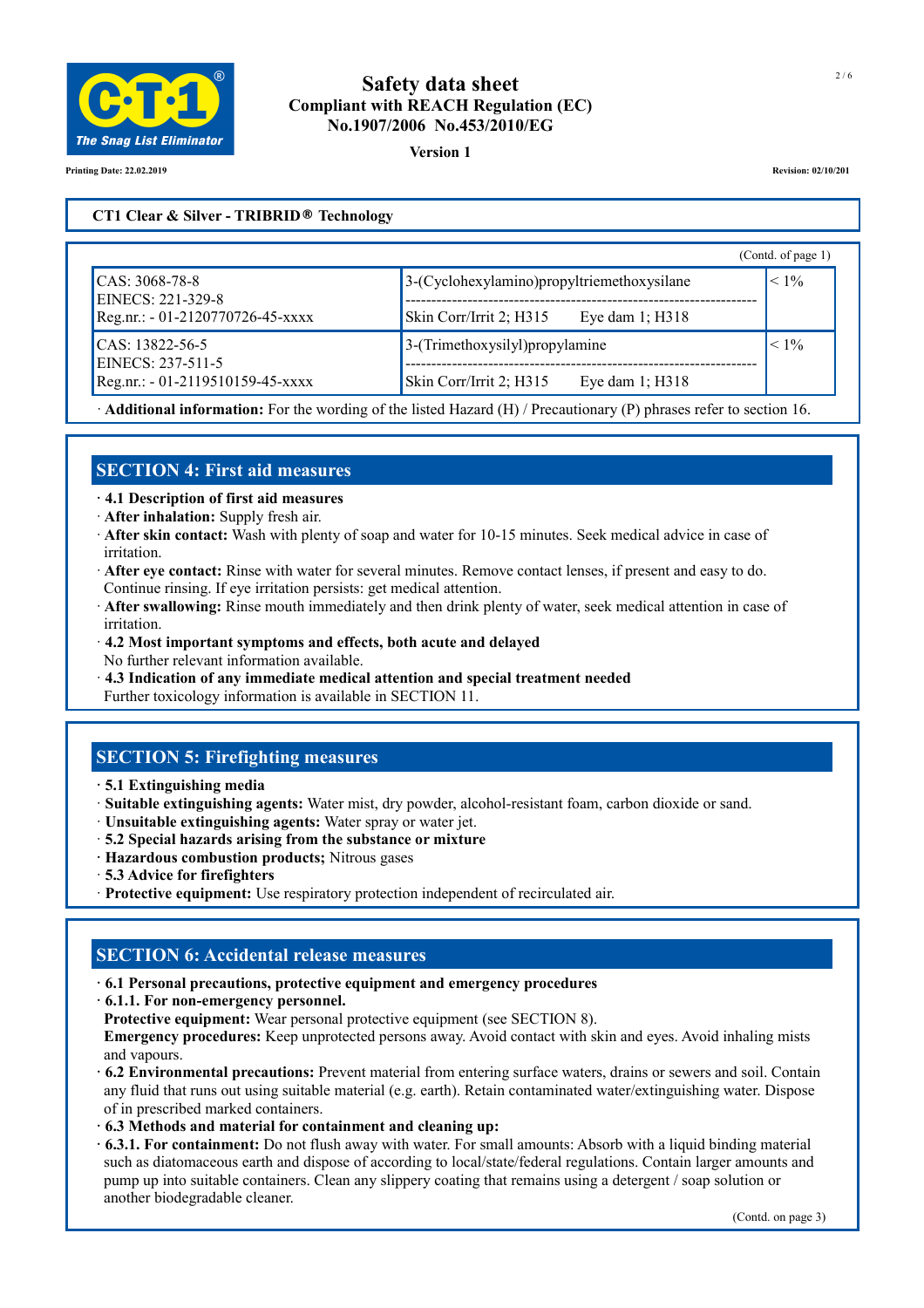**CT1 Clear & Silver - TRIBRID® Technology**

(Contd. of page 1)

| | | |
|---|---|---|
| CAS: 3068-78-8<br>EINECS: 221-329-8<br>Reg.nr.: - 01-2120770726-45-xxxx | 3-(Cyclohexylamino)propyltriemethoxysilane<br>Skin Corr/Irrit 2; H315 Eye dam 1; H318 | < 1% |
| CAS: 13822-56-5<br>EINECS: 237-511-5<br>Reg.nr.: - 01-2119510159-45-xxxx | 3-(Trimethoxysilyl)propylamine<br>Skin Corr/Irrit 2; H315 Eye dam 1; H318 | < 1% |

· **Additional information:** For the wording of the listed Hazard (H) / Precautionary (P) phrases refer to section 16.

## SECTION 4: First aid measures

· **4.1 Description of first aid measures**
· **After inhalation:** Supply fresh air.
· **After skin contact:** Wash with plenty of soap and water for 10-15 minutes. Seek medical advice in case of irritation.
· **After eye contact:** Rinse with water for several minutes. Remove contact lenses, if present and easy to do. Continue rinsing. If eye irritation persists: get medical attention.
· **After swallowing:** Rinse mouth immediately and then drink plenty of water, seek medical attention in case of irritation.
· **4.2 Most important symptoms and effects, both acute and delayed**
No further relevant information available.
· **4.3 Indication of any immediate medical attention and special treatment needed**
Further toxicology information is available in SECTION 11.

## SECTION 5: Firefighting measures

· **5.1 Extinguishing media**
· **Suitable extinguishing agents:** Water mist, dry powder, alcohol-resistant foam, carbon dioxide or sand.
· **Unsuitable extinguishing agents:** Water spray or water jet.
· **5.2 Special hazards arising from the substance or mixture**
· **Hazardous combustion products;** Nitrous gases
· **5.3 Advice for firefighters**
· **Protective equipment:** Use respiratory protection independent of recirculated air.

## SECTION 6: Accidental release measures

· **6.1 Personal precautions, protective equipment and emergency procedures**
· **6.1.1. For non-emergency personnel.**
**Protective equipment:** Wear personal protective equipment (see SECTION 8).
**Emergency procedures:** Keep unprotected persons away. Avoid contact with skin and eyes. Avoid inhaling mists and vapours.
· **6.2 Environmental precautions:** Prevent material from entering surface waters, drains or sewers and soil. Contain any fluid that runs out using suitable material (e.g. earth). Retain contaminated water/extinguishing water. Dispose of in prescribed marked containers.
· **6.3 Methods and material for containment and cleaning up:**
· **6.3.1. For containment:** Do not flush away with water. For small amounts: Absorb with a liquid binding material such as diatomaceous earth and dispose of according to local/state/federal regulations. Contain larger amounts and pump up into suitable containers. Clean any slippery coating that remains using a detergent / soap solution or another biodegradable cleaner.

(Contd. on page 3)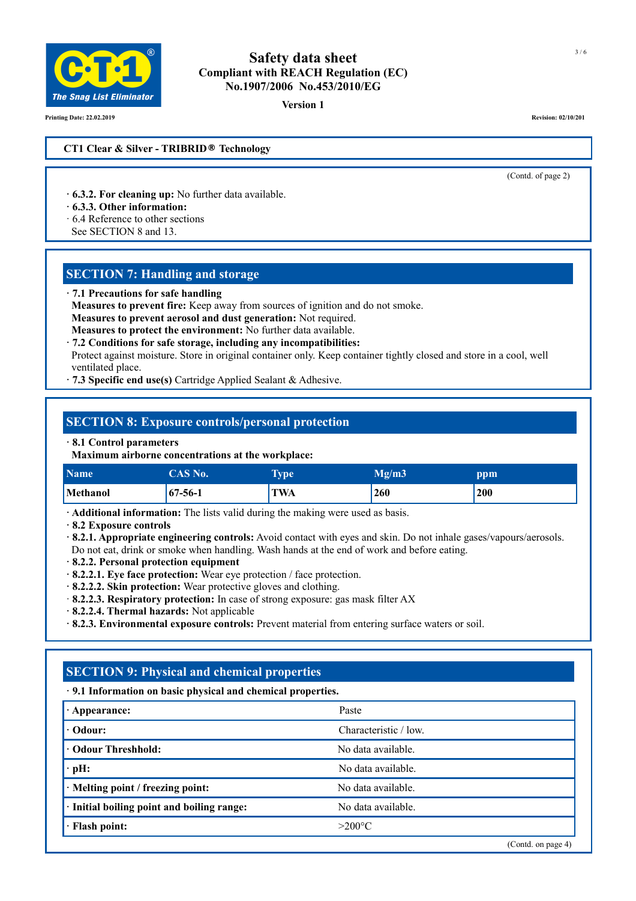**CT1 Clear & Silver - TRIBRID® Technology**

(Contd. of page 2)

· **6.3.2. For cleaning up:** No further data available.
· **6.3.3. Other information:**
· 6.4 Reference to other sections
See SECTION 8 and 13.

## SECTION 7: Handling and storage

· **7.1 Precautions for safe handling**
**Measures to prevent fire:** Keep away from sources of ignition and do not smoke.
**Measures to prevent aerosol and dust generation:** Not required.
**Measures to protect the environment:** No further data available.
· **7.2 Conditions for safe storage, including any incompatibilities:**
Protect against moisture. Store in original container only. Keep container tightly closed and store in a cool, well ventilated place.
· **7.3 Specific end use(s)** Cartridge Applied Sealant & Adhesive.

## SECTION 8: Exposure controls/personal protection

· **8.1 Control parameters**
**Maximum airborne concentrations at the workplace:**

| Name | CAS No. | Type | Mg/m3 | ppm |
|---|---|---|---|---|
| Methanol | 67-56-1 | TWA | 260 | 200 |

· **Additional information:** The lists valid during the making were used as basis.
· **8.2 Exposure controls**
· **8.2.1. Appropriate engineering controls:** Avoid contact with eyes and skin. Do not inhale gases/vapours/aerosols. Do not eat, drink or smoke when handling. Wash hands at the end of work and before eating.
· **8.2.2. Personal protection equipment**
· **8.2.2.1. Eye face protection:** Wear eye protection / face protection.
· **8.2.2.2. Skin protection:** Wear protective gloves and clothing.
· **8.2.2.3. Respiratory protection:** In case of strong exposure: gas mask filter AX
· **8.2.2.4. Thermal hazards:** Not applicable
· **8.2.3. Environmental exposure controls:** Prevent material from entering surface waters or soil.

## SECTION 9: Physical and chemical properties

· **9.1 Information on basic physical and chemical properties.**

| | |
|---|---|
| · **Appearance:** | Paste |
| · **Odour:** | Characteristic / low. |
| · **Odour Threshhold:** | No data available. |
| · **pH:** | No data available. |
| · **Melting point / freezing point:** | No data available. |
| · **Initial boiling point and boiling range:** | No data available. |
| · **Flash point:** | >200°C |

(Contd. on page 4)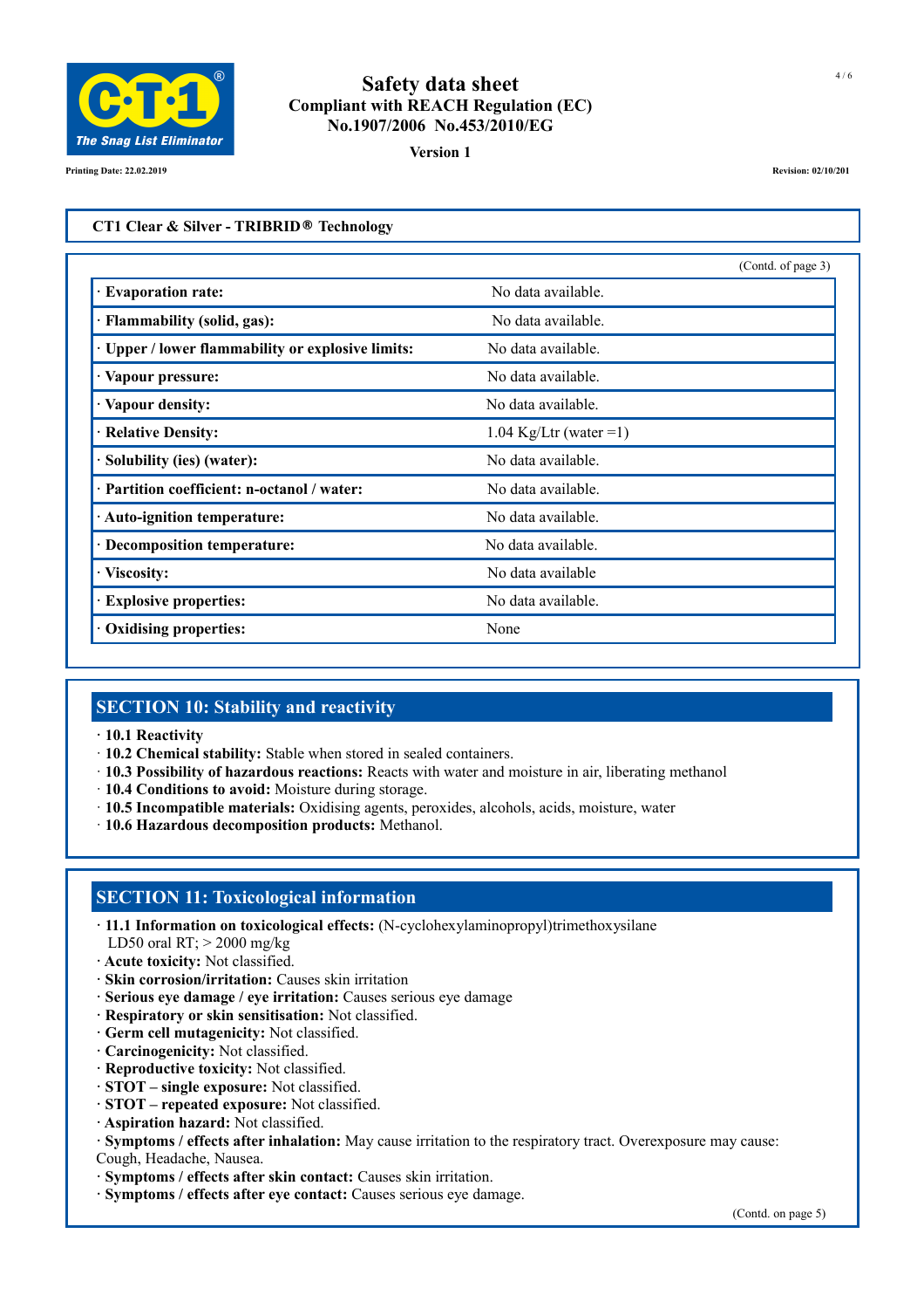**CT1 Clear & Silver - TRIBRID® Technology**

(Contd. of page 3)

| | |
|---|---|
| · **Evaporation rate:** | No data available. |
| · **Flammability (solid, gas):** | No data available. |
| · **Upper / lower flammability or explosive limits:** | No data available. |
| · **Vapour pressure:** | No data available. |
| · **Vapour density:** | No data available. |
| · **Relative Density:** | 1.04 Kg/Ltr (water =1) |
| · **Solubility (ies) (water):** | No data available. |
| · **Partition coefficient: n-octanol / water:** | No data available. |
| · **Auto-ignition temperature:** | No data available. |
| · **Decomposition temperature:** | No data available. |
| · **Viscosity:** | No data available |
| · **Explosive properties:** | No data available. |
| · **Oxidising properties:** | None |

## SECTION 10: Stability and reactivity

- · **10.1 Reactivity**
- · **10.2 Chemical stability:** Stable when stored in sealed containers.
- · **10.3 Possibility of hazardous reactions:** Reacts with water and moisture in air, liberating methanol
- · **10.4 Conditions to avoid:** Moisture during storage.
- · **10.5 Incompatible materials:** Oxidising agents, peroxides, alcohols, acids, moisture, water
- · **10.6 Hazardous decomposition products:** Methanol.

## SECTION 11: Toxicological information

- · **11.1 Information on toxicological effects:** (N-cyclohexylaminopropyl)trimethoxysilane
  LD50 oral RT; > 2000 mg/kg
- · **Acute toxicity:** Not classified.
- · **Skin corrosion/irritation:** Causes skin irritation
- · **Serious eye damage / eye irritation:** Causes serious eye damage
- · **Respiratory or skin sensitisation:** Not classified.
- · **Germ cell mutagenicity:** Not classified.
- · **Carcinogenicity:** Not classified.
- · **Reproductive toxicity:** Not classified.
- · **STOT – single exposure:** Not classified.
- · **STOT – repeated exposure:** Not classified.
- · **Aspiration hazard:** Not classified.
- · **Symptoms / effects after inhalation:** May cause irritation to the respiratory tract. Overexposure may cause: Cough, Headache, Nausea.
- · **Symptoms / effects after skin contact:** Causes skin irritation.
- · **Symptoms / effects after eye contact:** Causes serious eye damage.

(Contd. on page 5)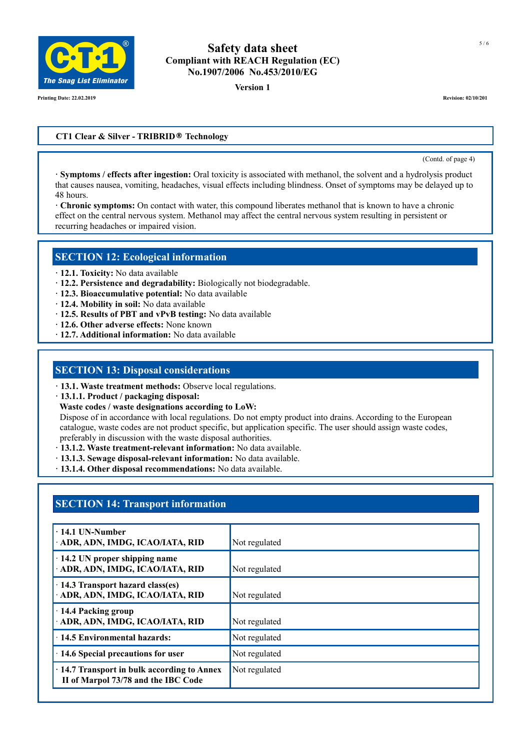**CT1 Clear & Silver - TRIBRID® Technology**

(Contd. of page 4)

· **Symptoms / effects after ingestion:** Oral toxicity is associated with methanol, the solvent and a hydrolysis product that causes nausea, vomiting, headaches, visual effects including blindness. Onset of symptoms may be delayed up to 48 hours.
· **Chronic symptoms:** On contact with water, this compound liberates methanol that is known to have a chronic effect on the central nervous system. Methanol may affect the central nervous system resulting in persistent or recurring headaches or impaired vision.

## SECTION 12: Ecological information

· **12.1. Toxicity:** No data available
· **12.2. Persistence and degradability:** Biologically not biodegradable.
· **12.3. Bioaccumulative potential:** No data available
· **12.4. Mobility in soil:** No data available
· **12.5. Results of PBT and vPvB testing:** No data available
· **12.6. Other adverse effects:** None known
· **12.7. Additional information:** No data available

## SECTION 13: Disposal considerations

· **13.1. Waste treatment methods:** Observe local regulations.
· **13.1.1. Product / packaging disposal:**
**Waste codes / waste designations according to LoW:**
Dispose of in accordance with local regulations. Do not empty product into drains. According to the European catalogue, waste codes are not product specific, but application specific. The user should assign waste codes, preferably in discussion with the waste disposal authorities.
· **13.1.2. Waste treatment-relevant information:** No data available.
· **13.1.3. Sewage disposal-relevant information:** No data available.
· **13.1.4. Other disposal recommendations:** No data available.

## SECTION 14: Transport information

| | |
|---|---|
| · **14.1 UN-Number**<br>· **ADR, ADN, IMDG, ICAO/IATA, RID** | Not regulated |
| · **14.2 UN proper shipping name**<br>· **ADR, ADN, IMDG, ICAO/IATA, RID** | Not regulated |
| · **14.3 Transport hazard class(es)**<br>· **ADR, ADN, IMDG, ICAO/IATA, RID** | Not regulated |
| · **14.4 Packing group**<br>· **ADR, ADN, IMDG, ICAO/IATA, RID** | Not regulated |
| · **14.5 Environmental hazards:** | Not regulated |
| · **14.6 Special precautions for user** | Not regulated |
| · **14.7 Transport in bulk according to Annex II of Marpol 73/78 and the IBC Code** | Not regulated |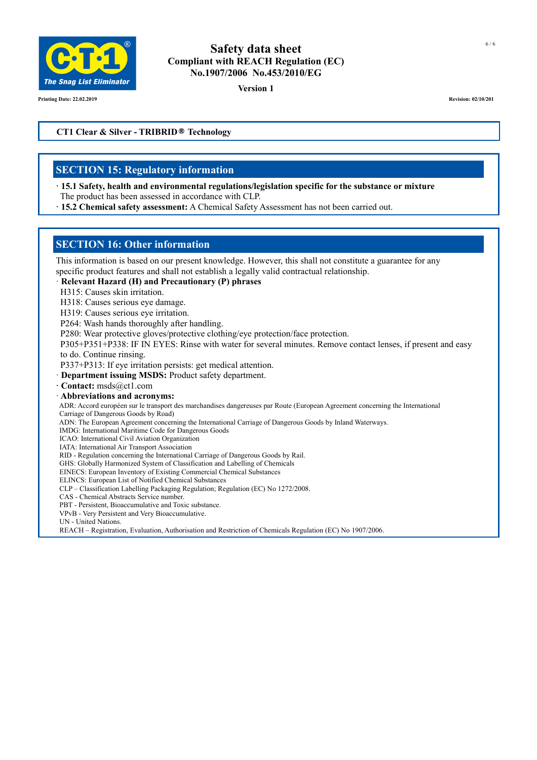CT1 Clear & Silver - TRIBRID® Technology

## SECTION 15: Regulatory information

· **15.1 Safety, health and environmental regulations/legislation specific for the substance or mixture**
The product has been assessed in accordance with CLP.

· **15.2 Chemical safety assessment:** A Chemical Safety Assessment has not been carried out.

## SECTION 16: Other information

This information is based on our present knowledge. However, this shall not constitute a guarantee for any specific product features and shall not establish a legally valid contractual relationship.

· **Relevant Hazard (H) and Precautionary (P) phrases**
H315: Causes skin irritation.
H318: Causes serious eye damage.
H319: Causes serious eye irritation.
P264: Wash hands thoroughly after handling.
P280: Wear protective gloves/protective clothing/eye protection/face protection.
P305+P351+P338: IF IN EYES: Rinse with water for several minutes. Remove contact lenses, if present and easy to do. Continue rinsing.
P337+P313: If eye irritation persists: get medical attention.

· **Department issuing MSDS:** Product safety department.

· **Contact:** msds@ct1.com

· **Abbreviations and acronyms:**
ADR: Accord européen sur le transport des marchandises dangereuses par Route (European Agreement concerning the International Carriage of Dangerous Goods by Road)
ADN: The European Agreement concerning the International Carriage of Dangerous Goods by Inland Waterways.
IMDG: International Maritime Code for Dangerous Goods
ICAO: International Civil Aviation Organization
IATA: International Air Transport Association
RID - Regulation concerning the International Carriage of Dangerous Goods by Rail.
GHS: Globally Harmonized System of Classification and Labelling of Chemicals
EINECS: European Inventory of Existing Commercial Chemical Substances
ELINCS: European List of Notified Chemical Substances
CLP – Classification Labelling Packaging Regulation; Regulation (EC) No 1272/2008.
CAS - Chemical Abstracts Service number.
PBT - Persistent, Bioaccumulative and Toxic substance.
VPvB - Very Persistent and Very Bioaccumulative.
UN - United Nations.
REACH – Registration, Evaluation, Authorisation and Restriction of Chemicals Regulation (EC) No 1907/2006.